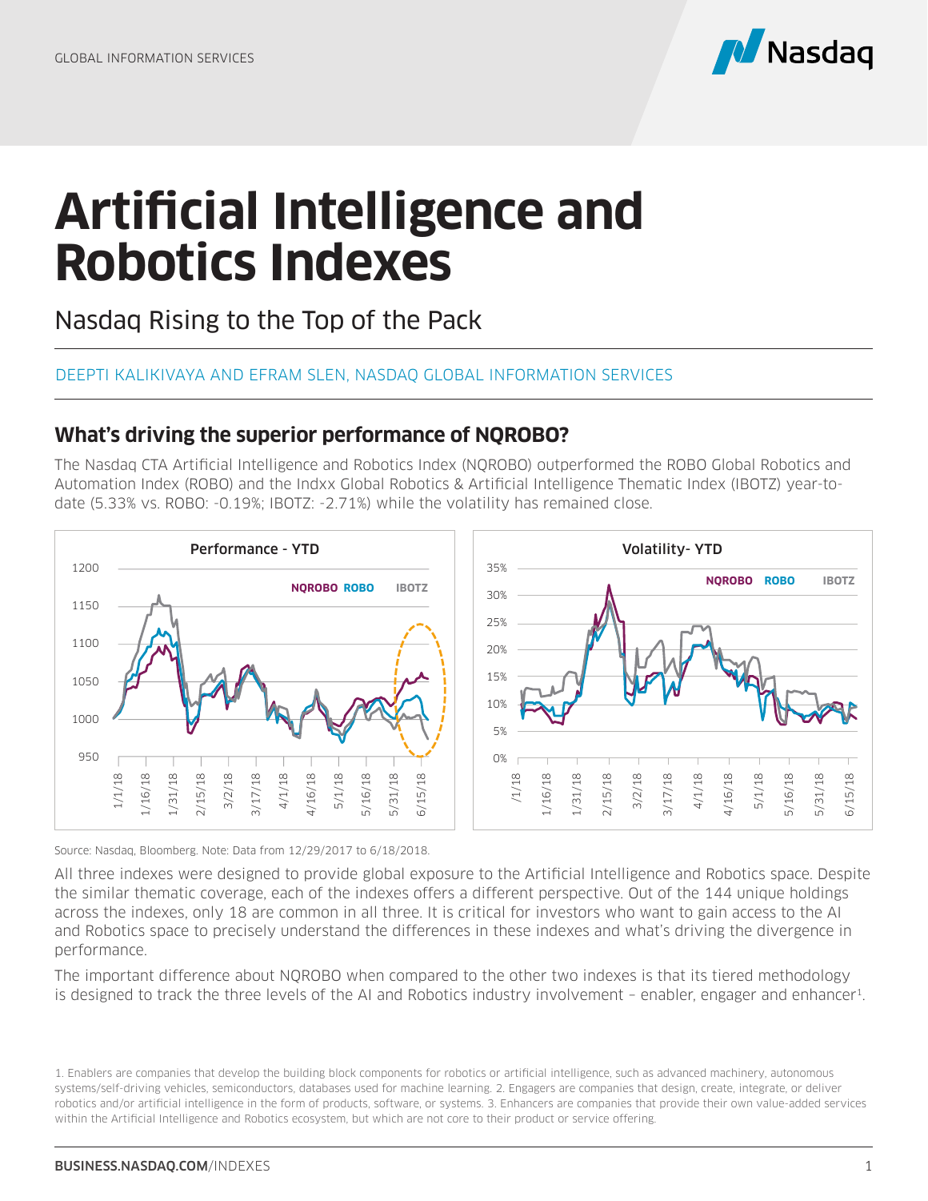GLOBAL INFORMATION SERVICES

# Artificial Intelligence and Robotics Indexes

## Nasdaq Rising to the Top of the Pack

DEEPTI KALIKIVAYA AND EFRAM SLEN, NASDAQ GLOBAL INFORMATION SERVICES

### What's driving the superior performance of NQROBO?

The Nasdaq CTA Artificial Intelligence and Robotics Index (NQROBO) outperformed the ROBO Global Robotics and Automation Index (ROBO) and the Indxx Global Robotics & Artificial Intelligence Thematic Index (IBOTZ) year-to-date (5.33% vs. ROBO: -0.19%; IBOTZ: -2.71%) while the volatility has remained close.

Source: Nasdaq, Bloomberg. Note: Data from 12/29/2017 to 6/18/2018.

All three indexes were designed to provide global exposure to the Artificial Intelligence and Robotics space. Despite the similar thematic coverage, each of the indexes offers a different perspective. Out of the 144 unique holdings across the indexes, only 18 are common in all three. It is critical for investors who want to gain access to the AI and Robotics space to precisely understand the differences in these indexes and what's driving the divergence in performance.

The important difference about NQROBO when compared to the other two indexes is that its tiered methodology is designed to track the three levels of the AI and Robotics industry involvement – enabler, engager and enhancer[1].

1. Enablers are companies that develop the building block components for robotics or artificial intelligence, such as advanced machinery, autonomous systems/self-driving vehicles, semiconductors, databases used for machine learning. 2. Engagers are companies that design, create, integrate, or deliver robotics and/or artificial intelligence in the form of products, software, or systems. 3. Enhancers are companies that provide their own value-added services within the Artificial Intelligence and Robotics ecosystem, but which are not core to their product or service offering.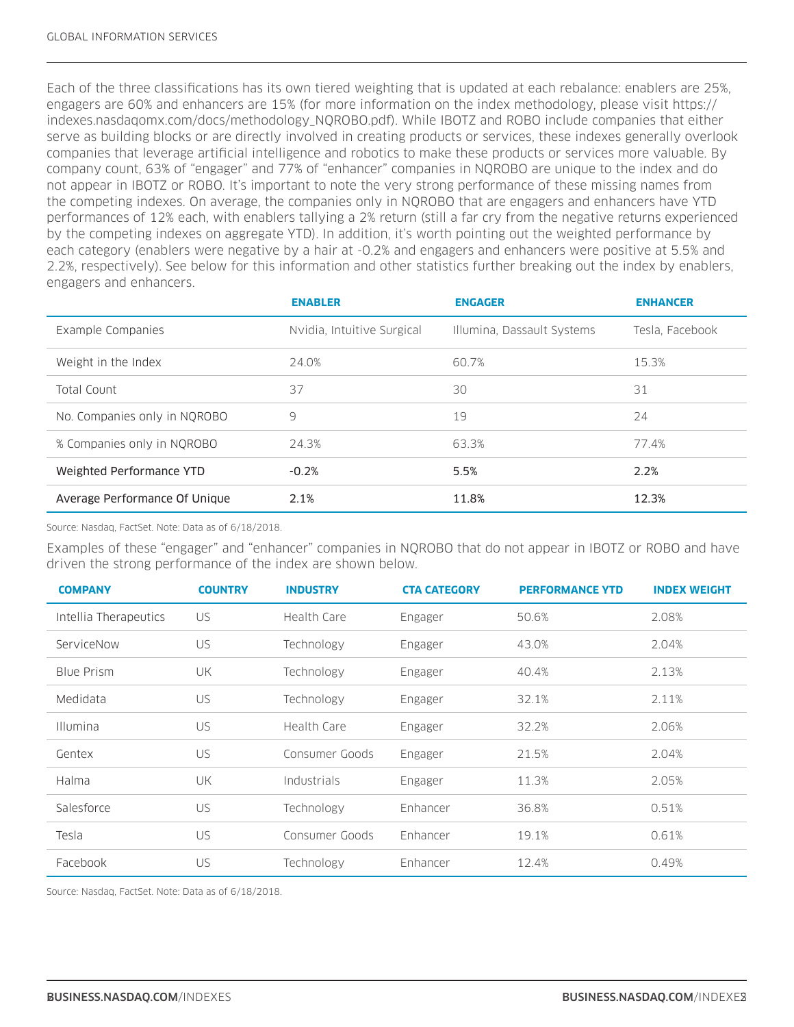Each of the three classifications has its own tiered weighting that is updated at each rebalance: enablers are 25%, engagers are 60% and enhancers are 15% (for more information on the index methodology, please visit https://indexes.nasdaqomx.com/docs/methodology_NQROBO.pdf). While IBOTZ and ROBO include companies that either serve as building blocks or are directly involved in creating products or services, these indexes generally overlook companies that leverage artificial intelligence and robotics to make these products or services more valuable. By company count, 63% of "engager" and 77% of "enhancer" companies in NQROBO are unique to the index and do not appear in IBOTZ or ROBO. It's important to note the very strong performance of these missing names from the competing indexes. On average, the companies only in NQROBO that are engagers and enhancers have YTD performances of 12% each, with enablers tallying a 2% return (still a far cry from the negative returns experienced by the competing indexes on aggregate YTD). In addition, it's worth pointing out the weighted performance by each category (enablers were negative by a hair at -0.2% and engagers and enhancers were positive at 5.5% and 2.2%, respectively). See below for this information and other statistics further breaking out the index by enablers, engagers and enhancers.

| | ENABLER | ENGAGER | ENHANCER |
|---|---|---|---|
| Example Companies | Nvidia, Intuitive Surgical | Illumina, Dassault Systems | Tesla, Facebook |
| Weight in the Index | 24.0% | 60.7% | 15.3% |
| Total Count | 37 | 30 | 31 |
| No. Companies only in NQROBO | 9 | 19 | 24 |
| % Companies only in NQROBO | 24.3% | 63.3% | 77.4% |
| **Weighted Performance YTD** | **-0.2%** | **5.5%** | **2.2%** |
| **Average Performance Of Unique** | **2.1%** | **11.8%** | **12.3%** |

Source: Nasdaq, FactSet. Note: Data as of 6/18/2018.

Examples of these "engager" and "enhancer" companies in NQROBO that do not appear in IBOTZ or ROBO and have driven the strong performance of the index are shown below.

| COMPANY | COUNTRY | INDUSTRY | CTA CATEGORY | PERFORMANCE YTD | INDEX WEIGHT |
|---|---|---|---|---|---|
| Intellia Therapeutics | US | Health Care | Engager | 50.6% | 2.08% |
| ServiceNow | US | Technology | Engager | 43.0% | 2.04% |
| Blue Prism | UK | Technology | Engager | 40.4% | 2.13% |
| Medidata | US | Technology | Engager | 32.1% | 2.11% |
| Illumina | US | Health Care | Engager | 32.2% | 2.06% |
| Gentex | US | Consumer Goods | Engager | 21.5% | 2.04% |
| Halma | UK | Industrials | Engager | 11.3% | 2.05% |
| Salesforce | US | Technology | Enhancer | 36.8% | 0.51% |
| Tesla | US | Consumer Goods | Enhancer | 19.1% | 0.61% |
| Facebook | US | Technology | Enhancer | 12.4% | 0.49% |

Source: Nasdaq, FactSet. Note: Data as of 6/18/2018.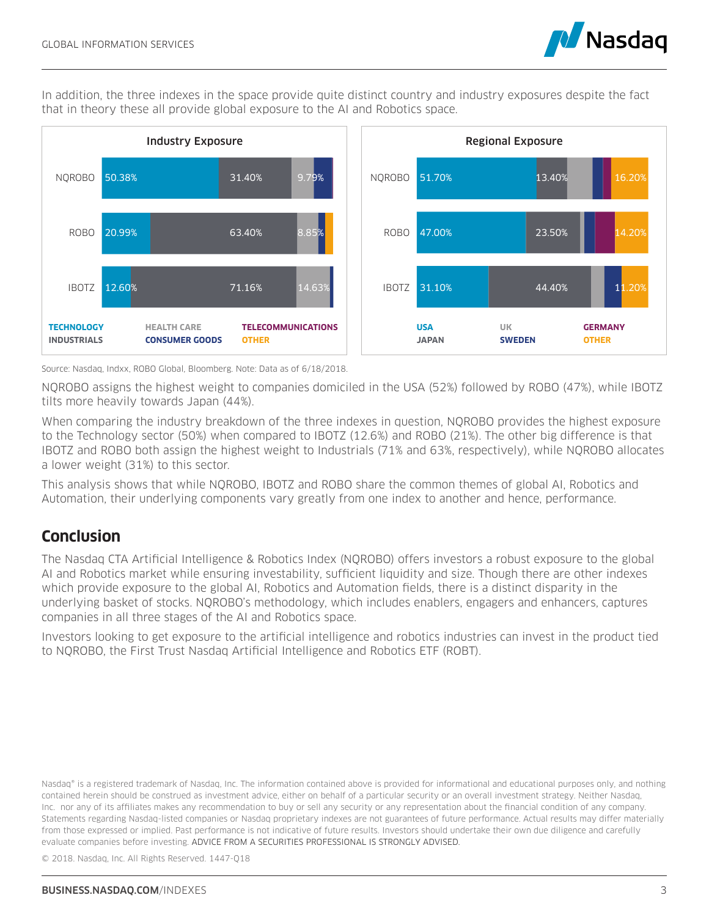In addition, the three indexes in the space provide quite distinct country and industry exposures despite the fact that in theory these all provide global exposure to the AI and Robotics space.

**Industry Exposure**

NQROBO 50.38% 31.40% 9.79%

ROBO 20.99% 63.40% 8.85%

IBOTZ 12.60% 71.16% 14.63%

TECHNOLOGY HEALTH CARE TELECOMMUNICATIONS
INDUSTRIALS CONSUMER GOODS OTHER

**Regional Exposure**

NQROBO 51.70% 13.40% 16.20%

ROBO 47.00% 23.50% 14.20%

IBOTZ 31.10% 44.40% 11.20%

USA UK GERMANY
JAPAN SWEDEN OTHER

Source: Nasdaq, Indxx, ROBO Global, Bloomberg. Note: Data as of 6/18/2018.

NQROBO assigns the highest weight to companies domiciled in the USA (52%) followed by ROBO (47%), while IBOTZ tilts more heavily towards Japan (44%).

When comparing the industry breakdown of the three indexes in question, NQROBO provides the highest exposure to the Technology sector (50%) when compared to IBOTZ (12.6%) and ROBO (21%). The other big difference is that IBOTZ and ROBO both assign the highest weight to Industrials (71% and 63%, respectively), while NQROBO allocates a lower weight (31%) to this sector.

This analysis shows that while NQROBO, IBOTZ and ROBO share the common themes of global AI, Robotics and Automation, their underlying components vary greatly from one index to another and hence, performance.

## Conclusion

The Nasdaq CTA Artificial Intelligence & Robotics Index (NQROBO) offers investors a robust exposure to the global AI and Robotics market while ensuring investability, sufficient liquidity and size. Though there are other indexes which provide exposure to the global AI, Robotics and Automation fields, there is a distinct disparity in the underlying basket of stocks. NQROBO's methodology, which includes enablers, engagers and enhancers, captures companies in all three stages of the AI and Robotics space.

Investors looking to get exposure to the artificial intelligence and robotics industries can invest in the product tied to NQROBO, the First Trust Nasdaq Artificial Intelligence and Robotics ETF (ROBT).

Nasdaq® is a registered trademark of Nasdaq, Inc. The information contained above is provided for informational and educational purposes only, and nothing contained herein should be construed as investment advice, either on behalf of a particular security or an overall investment strategy. Neither Nasdaq, Inc. nor any of its affiliates makes any recommendation to buy or sell any security or any representation about the financial condition of any company. Statements regarding Nasdaq-listed companies or Nasdaq proprietary indexes are not guarantees of future performance. Actual results may differ materially from those expressed or implied. Past performance is not indicative of future results. Investors should undertake their own due diligence and carefully evaluate companies before investing. ADVICE FROM A SECURITIES PROFESSIONAL IS STRONGLY ADVISED.

© 2018. Nasdaq, Inc. All Rights Reserved. 1447-Q18